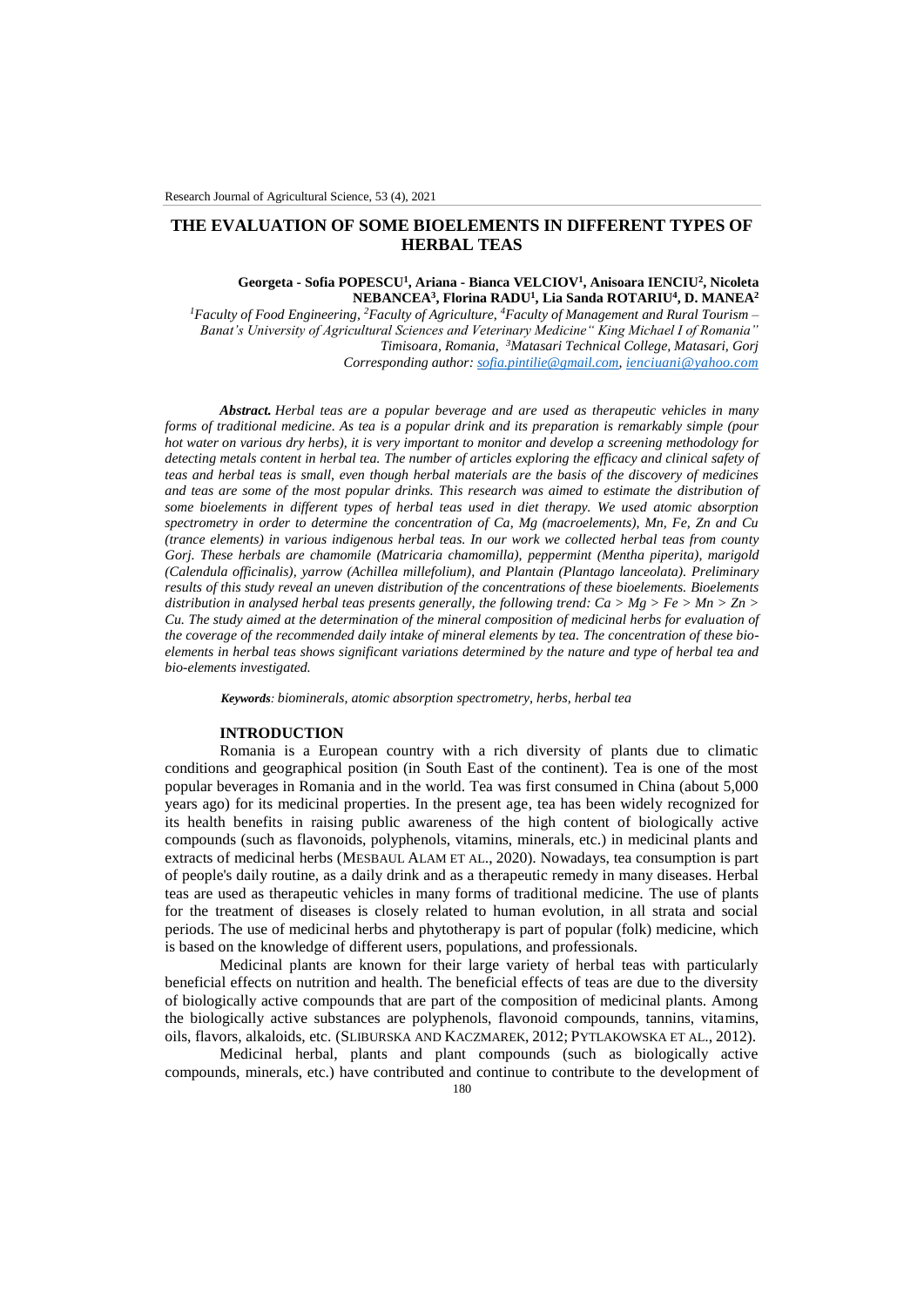# THE EVALUATION OF SOME BIOELEMENTS IN DIFFERENT TYPES OF HERBAL TEAS

**Georgeta - Sofia POPESCU[1], Ariana - Bianca VELCIOV[1], Anisoara IENCIU[2], Nicoleta NEBANCEA[3], Florina RADU[1], Lia Sanda ROTARIU[4], D. MANEA[2]**

*[1]Faculty of Food Engineering, [2]Faculty of Agriculture, [4]Faculty of Management and Rural Tourism – Banat's University of Agricultural Sciences and Veterinary Medicine" King Michael I of Romania" Timisoara, Romania, [3]Matasari Technical College, Matasari, Gorj*
*Corresponding author: sofia.pintilie@gmail.com, ienciuani@yahoo.com*

***Abstract.*** *Herbal teas are a popular beverage and are used as therapeutic vehicles in many forms of traditional medicine. As tea is a popular drink and its preparation is remarkably simple (pour hot water on various dry herbs), it is very important to monitor and develop a screening methodology for detecting metals content in herbal tea. The number of articles exploring the efficacy and clinical safety of teas and herbal teas is small, even though herbal materials are the basis of the discovery of medicines and teas are some of the most popular drinks. This research was aimed to estimate the distribution of some bioelements in different types of herbal teas used in diet therapy. We used atomic absorption spectrometry in order to determine the concentration of Ca, Mg (macroelements), Mn, Fe, Zn and Cu (trance elements) in various indigenous herbal teas. In our work we collected herbal teas from county Gorj. These herbals are chamomile (Matricaria chamomilla), peppermint (Mentha piperita), marigold (Calendula officinalis), yarrow (Achillea millefolium), and Plantain (Plantago lanceolata). Preliminary results of this study reveal an uneven distribution of the concentrations of these bioelements. Bioelements distribution in analysed herbal teas presents generally, the following trend: Ca > Mg > Fe > Mn > Zn > Cu. The study aimed at the determination of the mineral composition of medicinal herbs for evaluation of the coverage of the recommended daily intake of mineral elements by tea. The concentration of these bio-elements in herbal teas shows significant variations determined by the nature and type of herbal tea and bio-elements investigated.*

***Keywords****: biominerals, atomic absorption spectrometry, herbs, herbal tea*

## INTRODUCTION

Romania is a European country with a rich diversity of plants due to climatic conditions and geographical position (in South East of the continent). Tea is one of the most popular beverages in Romania and in the world. Tea was first consumed in China (about 5,000 years ago) for its medicinal properties. In the present age, tea has been widely recognized for its health benefits in raising public awareness of the high content of biologically active compounds (such as flavonoids, polyphenols, vitamins, minerals, etc.) in medicinal plants and extracts of medicinal herbs (MESBAUL ALAM ET AL., 2020). Nowadays, tea consumption is part of people's daily routine, as a daily drink and as a therapeutic remedy in many diseases. Herbal teas are used as therapeutic vehicles in many forms of traditional medicine. The use of plants for the treatment of diseases is closely related to human evolution, in all strata and social periods. The use of medicinal herbs and phytotherapy is part of popular (folk) medicine, which is based on the knowledge of different users, populations, and professionals.

Medicinal plants are known for their large variety of herbal teas with particularly beneficial effects on nutrition and health. The beneficial effects of teas are due to the diversity of biologically active compounds that are part of the composition of medicinal plants. Among the biologically active substances are polyphenols, flavonoid compounds, tannins, vitamins, oils, flavors, alkaloids, etc. (SLIBURSKA AND KACZMAREK, 2012; PYTLAKOWSKA ET AL., 2012).

Medicinal herbal, plants and plant compounds (such as biologically active compounds, minerals, etc.) have contributed and continue to contribute to the development of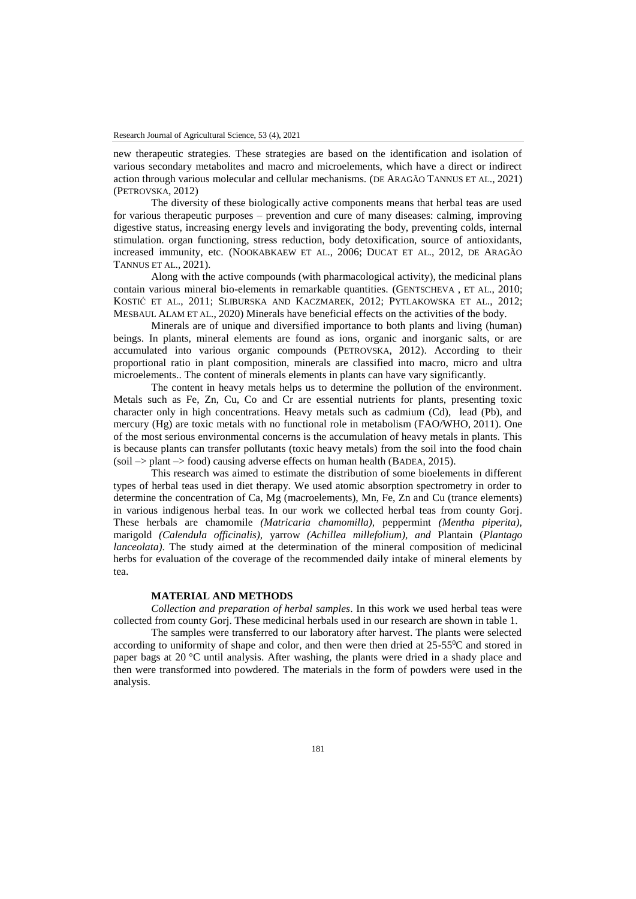new therapeutic strategies. These strategies are based on the identification and isolation of various secondary metabolites and macro and microelements, which have a direct or indirect action through various molecular and cellular mechanisms. (DE ARAGÃO TANNUS ET AL., 2021) (PETROVSKA, 2012)

The diversity of these biologically active components means that herbal teas are used for various therapeutic purposes – prevention and cure of many diseases: calming, improving digestive status, increasing energy levels and invigorating the body, preventing colds, internal stimulation. organ functioning, stress reduction, body detoxification, source of antioxidants, increased immunity, etc. (NOOKABKAEW ET AL., 2006; DUCAT ET AL., 2012, DE ARAGÃO TANNUS ET AL., 2021).

Along with the active compounds (with pharmacological activity), the medicinal plans contain various mineral bio-elements in remarkable quantities. (GENTSCHEVA , ET AL., 2010; KOSTIĆ ET AL., 2011; SLIBURSKA AND KACZMAREK, 2012; PYTLAKOWSKA ET AL., 2012; MESBAUL ALAM ET AL., 2020) Minerals have beneficial effects on the activities of the body.

Minerals are of unique and diversified importance to both plants and living (human) beings. In plants, mineral elements are found as ions, organic and inorganic salts, or are accumulated into various organic compounds (PETROVSKA, 2012). According to their proportional ratio in plant composition, minerals are classified into macro, micro and ultra microelements.. The content of minerals elements in plants can have vary significantly.

The content in heavy metals helps us to determine the pollution of the environment. Metals such as Fe, Zn, Cu, Co and Cr are essential nutrients for plants, presenting toxic character only in high concentrations. Heavy metals such as cadmium (Cd), lead (Pb), and mercury (Hg) are toxic metals with no functional role in metabolism (FAO/WHO, 2011). One of the most serious environmental concerns is the accumulation of heavy metals in plants. This is because plants can transfer pollutants (toxic heavy metals) from the soil into the food chain (soil –> plant –> food) causing adverse effects on human health (BADEA, 2015).

This research was aimed to estimate the distribution of some bioelements in different types of herbal teas used in diet therapy. We used atomic absorption spectrometry in order to determine the concentration of Ca, Mg (macroelements), Mn, Fe, Zn and Cu (trance elements) in various indigenous herbal teas. In our work we collected herbal teas from county Gorj. These herbals are chamomile *(Matricaria chamomilla)*, peppermint *(Mentha piperita)*, marigold *(Calendula officinalis)*, yarrow *(Achillea millefolium), and* Plantain (*Plantago lanceolata)*. The study aimed at the determination of the mineral composition of medicinal herbs for evaluation of the coverage of the recommended daily intake of mineral elements by tea.

## MATERIAL AND METHODS

*Collection and preparation of herbal samples*. In this work we used herbal teas were collected from county Gorj. These medicinal herbals used in our research are shown in table 1.

The samples were transferred to our laboratory after harvest. The plants were selected according to uniformity of shape and color, and then were then dried at 25-55$^{0}$C and stored in paper bags at 20 °C until analysis. After washing, the plants were dried in a shady place and then were transformed into powdered. The materials in the form of powders were used in the analysis.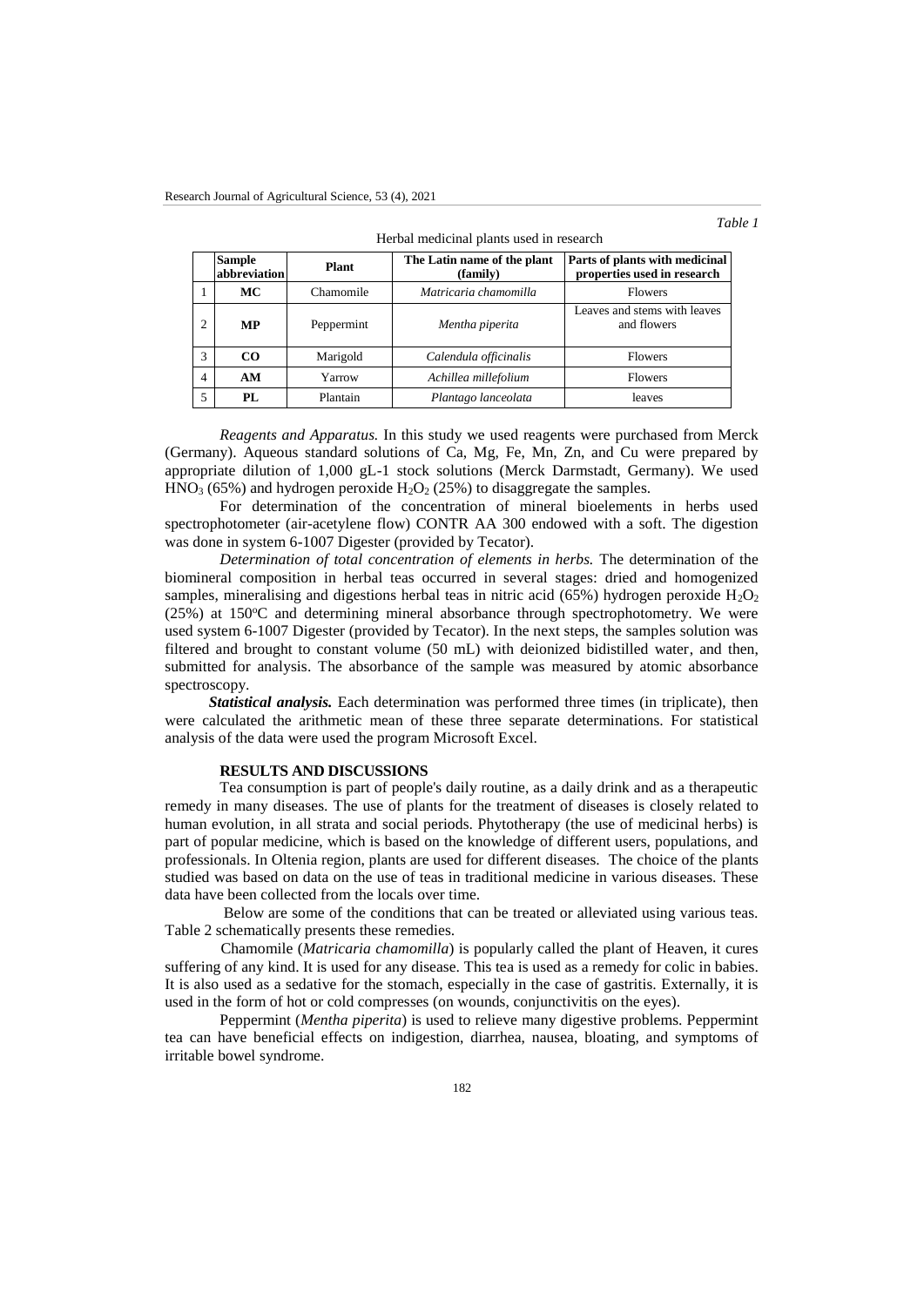*Table 1*

Herbal medicinal plants used in research

| | Sample abbreviation | Plant | The Latin name of the plant (family) | Parts of plants with medicinal properties used in research |
|---|---|---|---|---|
| 1 | **MC** | Chamomile | *Matricaria chamomilla* | Flowers |
| 2 | **MP** | Peppermint | *Mentha piperita* | Leaves and stems with leaves and flowers |
| 3 | **CO** | Marigold | *Calendula officinalis* | Flowers |
| 4 | **AM** | Yarrow | *Achillea millefolium* | Flowers |
| 5 | **PL** | Plantain | *Plantago lanceolata* | leaves |

*Reagents and Apparatus.* In this study we used reagents were purchased from Merck (Germany). Aqueous standard solutions of Ca, Mg, Fe, Mn, Zn, and Cu were prepared by appropriate dilution of 1,000 gL-1 stock solutions (Merck Darmstadt, Germany). We used $HNO_3$ (65%) and hydrogen peroxide $H_2O_2$ (25%) to disaggregate the samples.

For determination of the concentration of mineral bioelements in herbs used spectrophotometer (air-acetylene flow) CONTR AA 300 endowed with a soft. The digestion was done in system 6-1007 Digester (provided by Tecator).

*Determination of total concentration of elements in herbs.* The determination of the biomineral composition in herbal teas occurred in several stages: dried and homogenized samples, mineralising and digestions herbal teas in nitric acid (65%) hydrogen peroxide $H_2O_2$ (25%) at 150°C and determining mineral absorbance through spectrophotometry. We were used system 6-1007 Digester (provided by Tecator). In the next steps, the samples solution was filtered and brought to constant volume (50 mL) with deionized bidistilled water, and then, submitted for analysis. The absorbance of the sample was measured by atomic absorbance spectroscopy.

***Statistical analysis.*** Each determination was performed three times (in triplicate), then were calculated the arithmetic mean of these three separate determinations. For statistical analysis of the data were used the program Microsoft Excel.

## RESULTS AND DISCUSSIONS

Tea consumption is part of people's daily routine, as a daily drink and as a therapeutic remedy in many diseases. The use of plants for the treatment of diseases is closely related to human evolution, in all strata and social periods. Phytotherapy (the use of medicinal herbs) is part of popular medicine, which is based on the knowledge of different users, populations, and professionals. In Oltenia region, plants are used for different diseases. The choice of the plants studied was based on data on the use of teas in traditional medicine in various diseases. These data have been collected from the locals over time.

Below are some of the conditions that can be treated or alleviated using various teas. Table 2 schematically presents these remedies.

Chamomile (*Matricaria chamomilla*) is popularly called the plant of Heaven, it cures suffering of any kind. It is used for any disease. This tea is used as a remedy for colic in babies. It is also used as a sedative for the stomach, especially in the case of gastritis. Externally, it is used in the form of hot or cold compresses (on wounds, conjunctivitis on the eyes).

Peppermint (*Mentha piperita*) is used to relieve many digestive problems. Peppermint tea can have beneficial effects on indigestion, diarrhea, nausea, bloating, and symptoms of irritable bowel syndrome.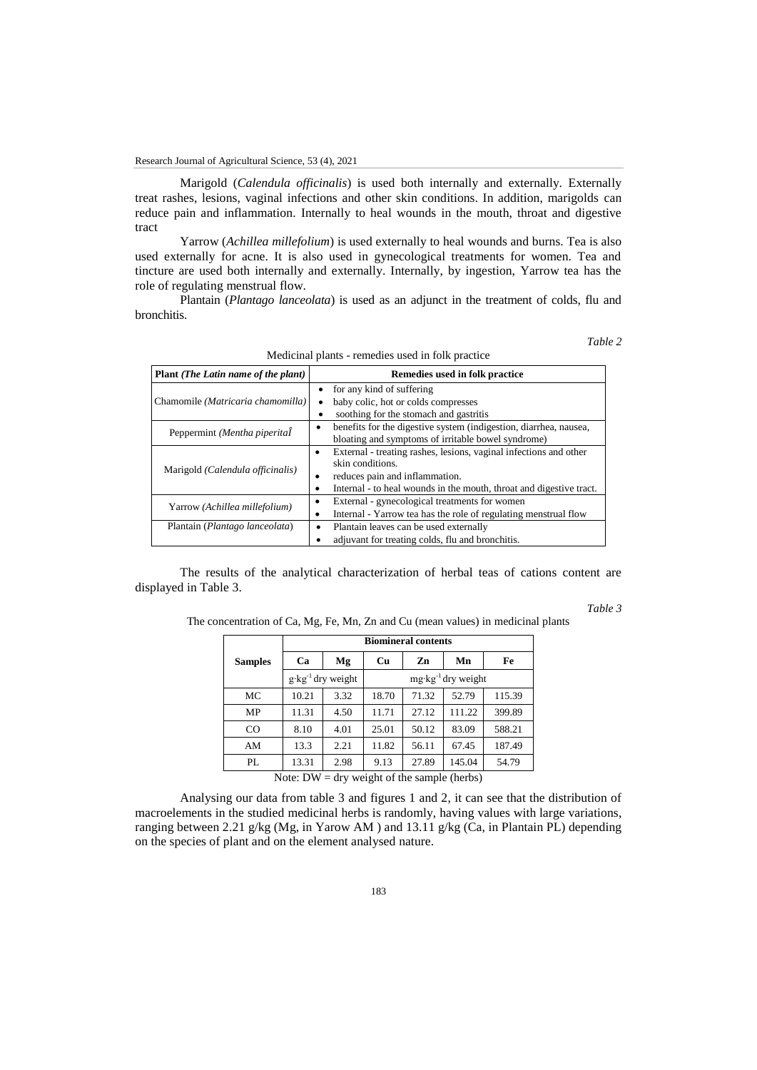Marigold (*Calendula officinalis*) is used both internally and externally. Externally treat rashes, lesions, vaginal infections and other skin conditions. In addition, marigolds can reduce pain and inflammation. Internally to heal wounds in the mouth, throat and digestive tract

Yarrow (*Achillea millefolium*) is used externally to heal wounds and burns. Tea is also used externally for acne. It is also used in gynecological treatments for women. Tea and tincture are used both internally and externally. Internally, by ingestion, Yarrow tea has the role of regulating menstrual flow.

Plantain (*Plantago lanceolata*) is used as an adjunct in the treatment of colds, flu and bronchitis.

*Table 2*

Medicinal plants - remedies used in folk practice

| **Plant** ***(The Latin name of the plant)*** | **Remedies used in folk practice** |
|---|---|
| Chamomile *(Matricaria chamomilla)* | • for any kind of suffering<br>• baby colic, hot or colds compresses<br>• soothing for the stomach and gastritis |
| Peppermint *(Mentha piperitaÎ* | • benefits for the digestive system (indigestion, diarrhea, nausea, bloating and symptoms of irritable bowel syndrome) |
| Marigold *(Calendula officinalis)* | • External - treating rashes, lesions, vaginal infections and other skin conditions.<br>• reduces pain and inflammation.<br>• Internal - to heal wounds in the mouth, throat and digestive tract. |
| Yarrow *(Achillea millefolium)* | • External - gynecological treatments for women<br>• Internal - Yarrow tea has the role of regulating menstrual flow |
| Plantain (*Plantago lanceolata*) | • Plantain leaves can be used externally<br>• adjuvant for treating colds, flu and bronchitis. |

The results of the analytical characterization of herbal teas of cations content are displayed in Table 3.

*Table 3*

The concentration of Ca, Mg, Fe, Mn, Zn and Cu (mean values) in medicinal plants

| **Samples** | **Biomineral contents** | | | | | |
|---|---|---|---|---|---|---|
| | **Ca** | **Mg** | **Cu** | **Zn** | **Mn** | **Fe** |
| | $g \cdot kg^{-1}$ dry weight | | $mg \cdot kg^{-1}$ dry weight | | | |
| MC | 10.21 | 3.32 | 18.70 | 71.32 | 52.79 | 115.39 |
| MP | 11.31 | 4.50 | 11.71 | 27.12 | 111.22 | 399.89 |
| CO | 8.10 | 4.01 | 25.01 | 50.12 | 83.09 | 588.21 |
| AM | 13.3 | 2.21 | 11.82 | 56.11 | 67.45 | 187.49 |
| PL | 13.31 | 2.98 | 9.13 | 27.89 | 145.04 | 54.79 |

Note: DW = dry weight of the sample (herbs)

Analysing our data from table 3 and figures 1 and 2, it can see that the distribution of macroelements in the studied medicinal herbs is randomly, having values with large variations, ranging between 2.21 g/kg (Mg, in Yarow AM ) and 13.11 g/kg (Ca, in Plantain PL) depending on the species of plant and on the element analysed nature.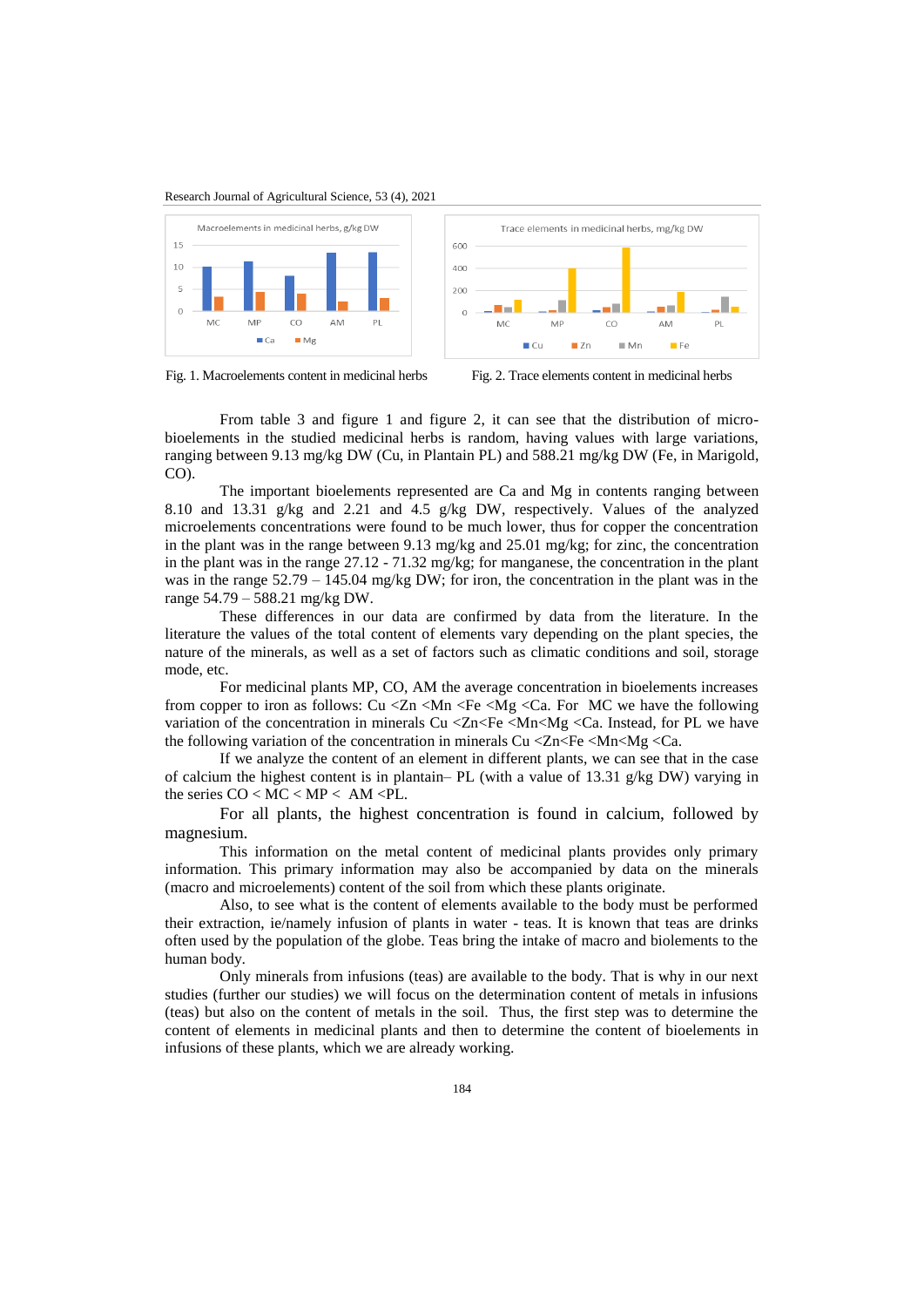Fig. 1. Macroelements content in medicinal herbs

Fig. 2. Trace elements content in medicinal herbs

From table 3 and figure 1 and figure 2, it can see that the distribution of micro-bioelements in the studied medicinal herbs is random, having values with large variations, ranging between 9.13 mg/kg DW (Cu, in Plantain PL) and 588.21 mg/kg DW (Fe, in Marigold, CO).

The important bioelements represented are Ca and Mg in contents ranging between 8.10 and 13.31 g/kg and 2.21 and 4.5 g/kg DW, respectively. Values of the analyzed microelements concentrations were found to be much lower, thus for copper the concentration in the plant was in the range between 9.13 mg/kg and 25.01 mg/kg; for zinc, the concentration in the plant was in the range 27.12 - 71.32 mg/kg; for manganese, the concentration in the plant was in the range 52.79 – 145.04 mg/kg DW; for iron, the concentration in the plant was in the range 54.79 – 588.21 mg/kg DW.

These differences in our data are confirmed by data from the literature. In the literature the values of the total content of elements vary depending on the plant species, the nature of the minerals, as well as a set of factors such as climatic conditions and soil, storage mode, etc.

For medicinal plants MP, CO, AM the average concentration in bioelements increases from copper to iron as follows: Cu <Zn <Mn <Fe <Mg <Ca. For MC we have the following variation of the concentration in minerals Cu <Zn<Fe <Mn<Mg <Ca. Instead, for PL we have the following variation of the concentration in minerals Cu <Zn<Fe <Mn<Mg <Ca.

If we analyze the content of an element in different plants, we can see that in the case of calcium the highest content is in plantain– PL (with a value of 13.31 g/kg DW) varying in the series CO < MC < MP < AM <PL.

For all plants, the highest concentration is found in calcium, followed by magnesium.

This information on the metal content of medicinal plants provides only primary information. This primary information may also be accompanied by data on the minerals (macro and microelements) content of the soil from which these plants originate.

Also, to see what is the content of elements available to the body must be performed their extraction, ie/namely infusion of plants in water - teas. It is known that teas are drinks often used by the population of the globe. Teas bring the intake of macro and biolements to the human body.

Only minerals from infusions (teas) are available to the body. That is why in our next studies (further our studies) we will focus on the determination content of metals in infusions (teas) but also on the content of metals in the soil. Thus, the first step was to determine the content of elements in medicinal plants and then to determine the content of bioelements in infusions of these plants, which we are already working.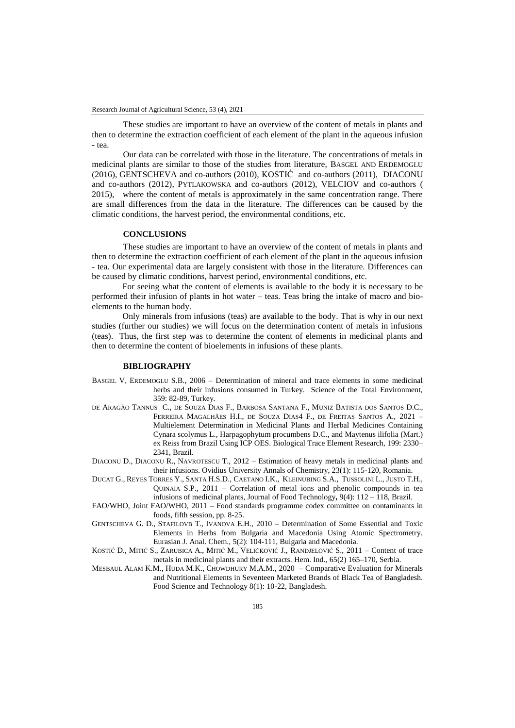These studies are important to have an overview of the content of metals in plants and then to determine the extraction coefficient of each element of the plant in the aqueous infusion - tea.

Our data can be correlated with those in the literature. The concentrations of metals in medicinal plants are similar to those of the studies from literature, BASGEL AND ERDEMOGLU (2016), GENTSCHEVA and co-authors (2010), KOSTIĆ and co-authors (2011), DIACONU and co-authors (2012), PYTLAKOWSKA and co-authors (2012), VELCIOV and co-authors ( 2015), where the content of metals is approximately in the same concentration range. There are small differences from the data in the literature. The differences can be caused by the climatic conditions, the harvest period, the environmental conditions, etc.

## CONCLUSIONS

These studies are important to have an overview of the content of metals in plants and then to determine the extraction coefficient of each element of the plant in the aqueous infusion - tea. Our experimental data are largely consistent with those in the literature. Differences can be caused by climatic conditions, harvest period, environmental conditions, etc.

For seeing what the content of elements is available to the body it is necessary to be performed their infusion of plants in hot water – teas. Teas bring the intake of macro and bio-elements to the human body.

Only minerals from infusions (teas) are available to the body. That is why in our next studies (further our studies) we will focus on the determination content of metals in infusions (teas). Thus, the first step was to determine the content of elements in medicinal plants and then to determine the content of bioelements in infusions of these plants.

## BIBLIOGRAPHY

BASGEL V, ERDEMOGLU S.B., 2006 – Determination of mineral and trace elements in some medicinal herbs and their infusions consumed in Turkey. Science of the Total Environment, 359: 82-89, Turkey.

DE ARAGÃO TANNUS C., DE SOUZA DIAS F., BARBOSA SANTANA F., MUNIZ BATISTA DOS SANTOS D.C., FERREIRA MAGALHÃES H.I., DE SOUZA DIAS4 F., DE FREITAS SANTOS A., 2021 – Multielement Determination in Medicinal Plants and Herbal Medicines Containing Cynara scolymus L., Harpagophytum procumbens D.C., and Maytenus ilifolia (Mart.) ex Reiss from Brazil Using ICP OES. Biological Trace Element Research, 199: 2330–2341, Brazil.

DIACONU D., DIACONU R., NAVROTESCU T., 2012 – Estimation of heavy metals in medicinal plants and their infusions. Ovidius University Annals of Chemistry, 23(1): 115-120, Romania.

DUCAT G., REYES TORRES Y., SANTA H.S.D., CAETANO I.K., KLEINUBING S.A., TUSSOLINI L., JUSTO T.H., QUINAIA S.P., 2011 – Correlation of metal ions and phenolic compounds in tea infusions of medicinal plants, Journal of Food Technology**,** 9(4): 112 – 118, Brazil.

FAO/WHO, Joint FAO/WHO, 2011 – Food standards programme codex committee on contaminants in foods, fifth session, pp. 8-25.

GENTSCHEVA G. D., STAFILOVB T., IVANOVA E.H., 2010 – Determination of Some Essential and Toxic Elements in Herbs from Bulgaria and Macedonia Using Atomic Spectrometry. Eurasian J. Anal. Chem., 5(2): 104-111, Bulgaria and Macedonia.

KOSTIĆ D., MITIĆ S., ZARUBICA A., MITIĆ M., VELIČKOVIĆ J., RANDJELOVIĆ S., 2011 – Content of trace metals in medicinal plants and their extracts. Hem. Ind., 65(2) 165–170, Serbia.

MESBAUL ALAM K.M., HUDA M.K., CHOWDHURY M.A.M., 2020 – Comparative Evaluation for Minerals and Nutritional Elements in Seventeen Marketed Brands of Black Tea of Bangladesh. Food Science and Technology 8(1): 10-22, Bangladesh.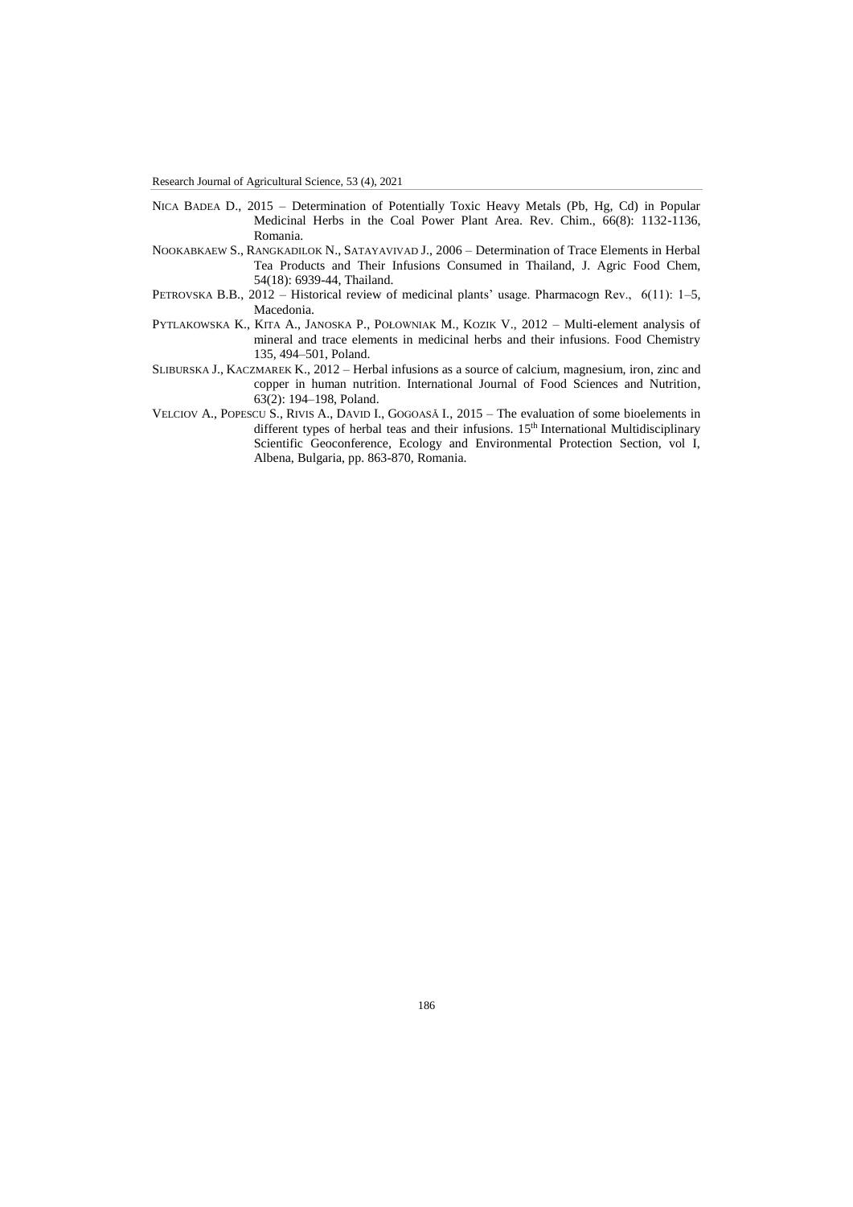NICA BADEA D., 2015 – Determination of Potentially Toxic Heavy Metals (Pb, Hg, Cd) in Popular Medicinal Herbs in the Coal Power Plant Area. Rev. Chim., 66(8): 1132-1136, Romania.

NOOKABKAEW S., RANGKADILOK N., SATAYAVIVAD J., 2006 – Determination of Trace Elements in Herbal Tea Products and Their Infusions Consumed in Thailand, J. Agric Food Chem, 54(18): 6939-44, Thailand.

PETROVSKA B.B., 2012 – Historical review of medicinal plants' usage. Pharmacogn Rev., 6(11): 1–5, Macedonia.

PYTLAKOWSKA K., KITA A., JANOSKA P., POŁOWNIAK M., KOZIK V., 2012 – Multi-element analysis of mineral and trace elements in medicinal herbs and their infusions. Food Chemistry 135, 494–501, Poland.

SLIBURSKA J., KACZMAREK K., 2012 – Herbal infusions as a source of calcium, magnesium, iron, zinc and copper in human nutrition. International Journal of Food Sciences and Nutrition, 63(2): 194–198, Poland.

VELCIOV A., POPESCU S., RIVIS A., DAVID I., GOGOAȘĂ I., 2015 – The evaluation of some bioelements in different types of herbal teas and their infusions. 15th International Multidisciplinary Scientific Geoconference, Ecology and Environmental Protection Section, vol I, Albena, Bulgaria, pp. 863-870, Romania.